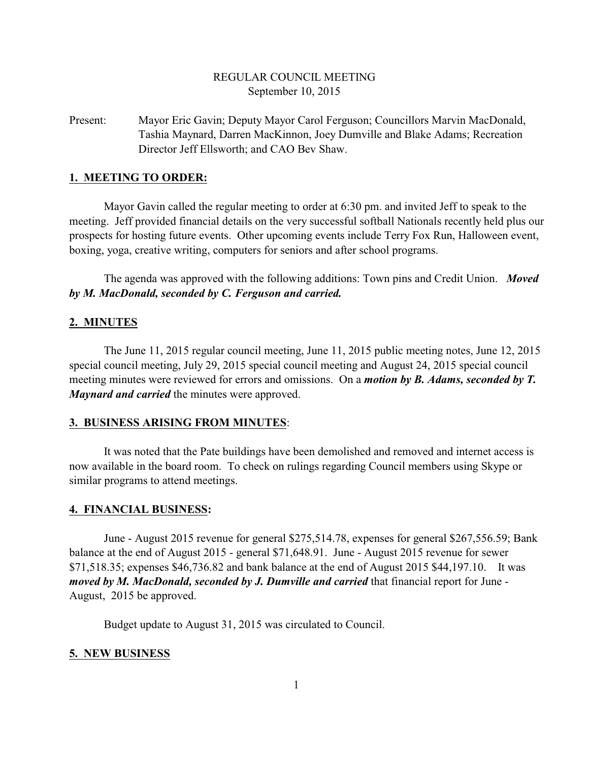REGULAR COUNCIL MEETING
September 10, 2015

Present: Mayor Eric Gavin; Deputy Mayor Carol Ferguson; Councillors Marvin MacDonald, Tashia Maynard, Darren MacKinnon, Joey Dumville and Blake Adams; Recreation Director Jeff Ellsworth; and CAO Bev Shaw.

## 1. MEETING TO ORDER:

Mayor Gavin called the regular meeting to order at 6:30 pm. and invited Jeff to speak to the meeting. Jeff provided financial details on the very successful softball Nationals recently held plus our prospects for hosting future events. Other upcoming events include Terry Fox Run, Halloween event, boxing, yoga, creative writing, computers for seniors and after school programs.

The agenda was approved with the following additions: Town pins and Credit Union. ***Moved by M. MacDonald, seconded by C. Ferguson and carried.***

## 2. MINUTES

The June 11, 2015 regular council meeting, June 11, 2015 public meeting notes, June 12, 2015 special council meeting, July 29, 2015 special council meeting and August 24, 2015 special council meeting minutes were reviewed for errors and omissions. On a ***motion by B. Adams, seconded by T. Maynard and carried*** the minutes were approved.

## 3. BUSINESS ARISING FROM MINUTES:

It was noted that the Pate buildings have been demolished and removed and internet access is now available in the board room. To check on rulings regarding Council members using Skype or similar programs to attend meetings.

## 4. FINANCIAL BUSINESS:

June - August 2015 revenue for general $275,514.78, expenses for general $267,556.59; Bank balance at the end of August 2015 - general $71,648.91. June - August 2015 revenue for sewer $71,518.35; expenses $46,736.82 and bank balance at the end of August 2015 $44,197.10. It was ***moved by M. MacDonald, seconded by J. Dumville and carried*** that financial report for June - August, 2015 be approved.

Budget update to August 31, 2015 was circulated to Council.

## 5. NEW BUSINESS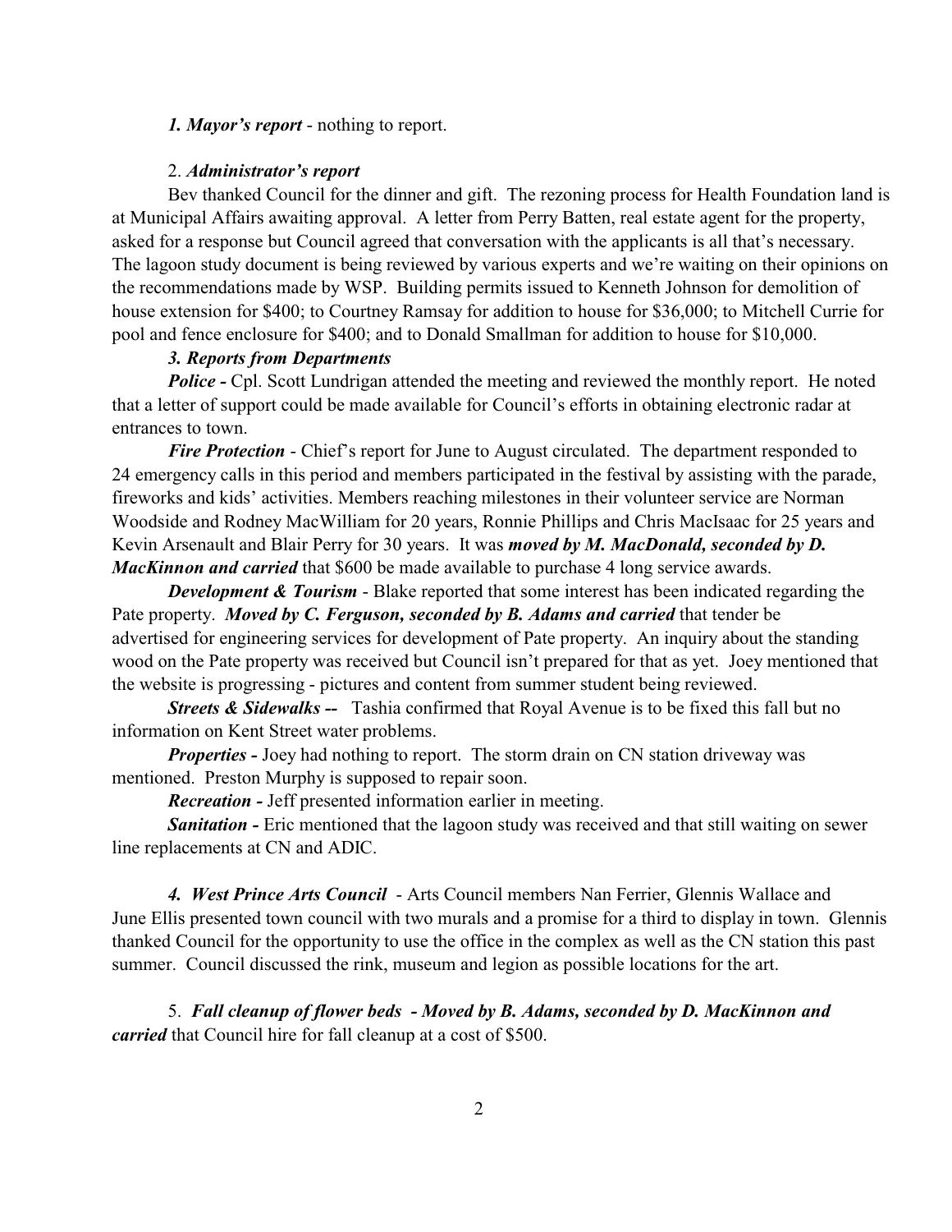*1. Mayor's report* - nothing to report.

2. ***Administrator's report***

Bev thanked Council for the dinner and gift. The rezoning process for Health Foundation land is at Municipal Affairs awaiting approval. A letter from Perry Batten, real estate agent for the property, asked for a response but Council agreed that conversation with the applicants is all that's necessary. The lagoon study document is being reviewed by various experts and we're waiting on their opinions on the recommendations made by WSP. Building permits issued to Kenneth Johnson for demolition of house extension for $400; to Courtney Ramsay for addition to house for $36,000; to Mitchell Currie for pool and fence enclosure for $400; and to Donald Smallman for addition to house for $10,000.

***3. Reports from Departments***

***Police -*** Cpl. Scott Lundrigan attended the meeting and reviewed the monthly report. He noted that a letter of support could be made available for Council's efforts in obtaining electronic radar at entrances to town.

***Fire Protection*** - Chief's report for June to August circulated. The department responded to 24 emergency calls in this period and members participated in the festival by assisting with the parade, fireworks and kids' activities. Members reaching milestones in their volunteer service are Norman Woodside and Rodney MacWilliam for 20 years, Ronnie Phillips and Chris MacIsaac for 25 years and Kevin Arsenault and Blair Perry for 30 years. It was ***moved by M. MacDonald, seconded by D. MacKinnon and carried*** that $600 be made available to purchase 4 long service awards.

***Development & Tourism*** - Blake reported that some interest has been indicated regarding the Pate property. ***Moved by C. Ferguson, seconded by B. Adams and carried*** that tender be advertised for engineering services for development of Pate property. An inquiry about the standing wood on the Pate property was received but Council isn't prepared for that as yet. Joey mentioned that the website is progressing - pictures and content from summer student being reviewed.

***Streets & Sidewalks --*** Tashia confirmed that Royal Avenue is to be fixed this fall but no information on Kent Street water problems.

***Properties -*** Joey had nothing to report. The storm drain on CN station driveway was mentioned. Preston Murphy is supposed to repair soon.

***Recreation -*** Jeff presented information earlier in meeting.

***Sanitation -*** Eric mentioned that the lagoon study was received and that still waiting on sewer line replacements at CN and ADIC.

***4. West Prince Arts Council*** - Arts Council members Nan Ferrier, Glennis Wallace and June Ellis presented town council with two murals and a promise for a third to display in town. Glennis thanked Council for the opportunity to use the office in the complex as well as the CN station this past summer. Council discussed the rink, museum and legion as possible locations for the art.

5. ***Fall cleanup of flower beds - Moved by B. Adams, seconded by D. MacKinnon and carried*** that Council hire for fall cleanup at a cost of $500.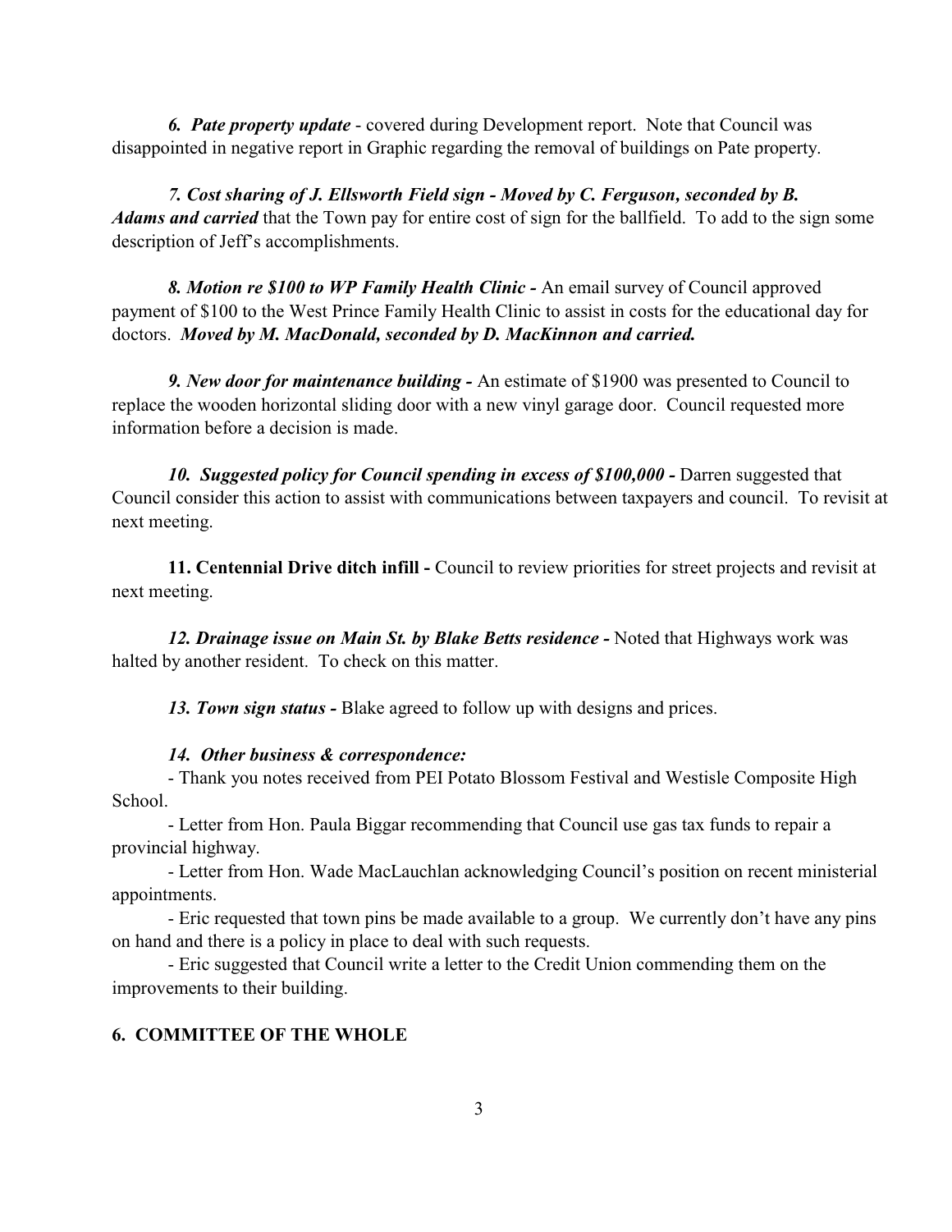*6. Pate property update* - covered during Development report. Note that Council was disappointed in negative report in Graphic regarding the removal of buildings on Pate property.

***7. Cost sharing of J. Ellsworth Field sign - Moved by C. Ferguson, seconded by B. Adams and carried*** that the Town pay for entire cost of sign for the ballfield. To add to the sign some description of Jeff's accomplishments.

***8. Motion re $100 to WP Family Health Clinic -*** An email survey of Council approved payment of $100 to the West Prince Family Health Clinic to assist in costs for the educational day for doctors. ***Moved by M. MacDonald, seconded by D. MacKinnon and carried.***

***9. New door for maintenance building -*** An estimate of $1900 was presented to Council to replace the wooden horizontal sliding door with a new vinyl garage door. Council requested more information before a decision is made.

***10. Suggested policy for Council spending in excess of $100,000 -*** Darren suggested that Council consider this action to assist with communications between taxpayers and council. To revisit at next meeting.

**11. Centennial Drive ditch infill -** Council to review priorities for street projects and revisit at next meeting.

***12. Drainage issue on Main St. by Blake Betts residence -*** Noted that Highways work was halted by another resident. To check on this matter.

***13. Town sign status -*** Blake agreed to follow up with designs and prices.

***14. Other business & correspondence:***

- Thank you notes received from PEI Potato Blossom Festival and Westisle Composite High School.
- Letter from Hon. Paula Biggar recommending that Council use gas tax funds to repair a provincial highway.
- Letter from Hon. Wade MacLauchlan acknowledging Council's position on recent ministerial appointments.
- Eric requested that town pins be made available to a group. We currently don't have any pins on hand and there is a policy in place to deal with such requests.
- Eric suggested that Council write a letter to the Credit Union commending them on the improvements to their building.

**6. COMMITTEE OF THE WHOLE**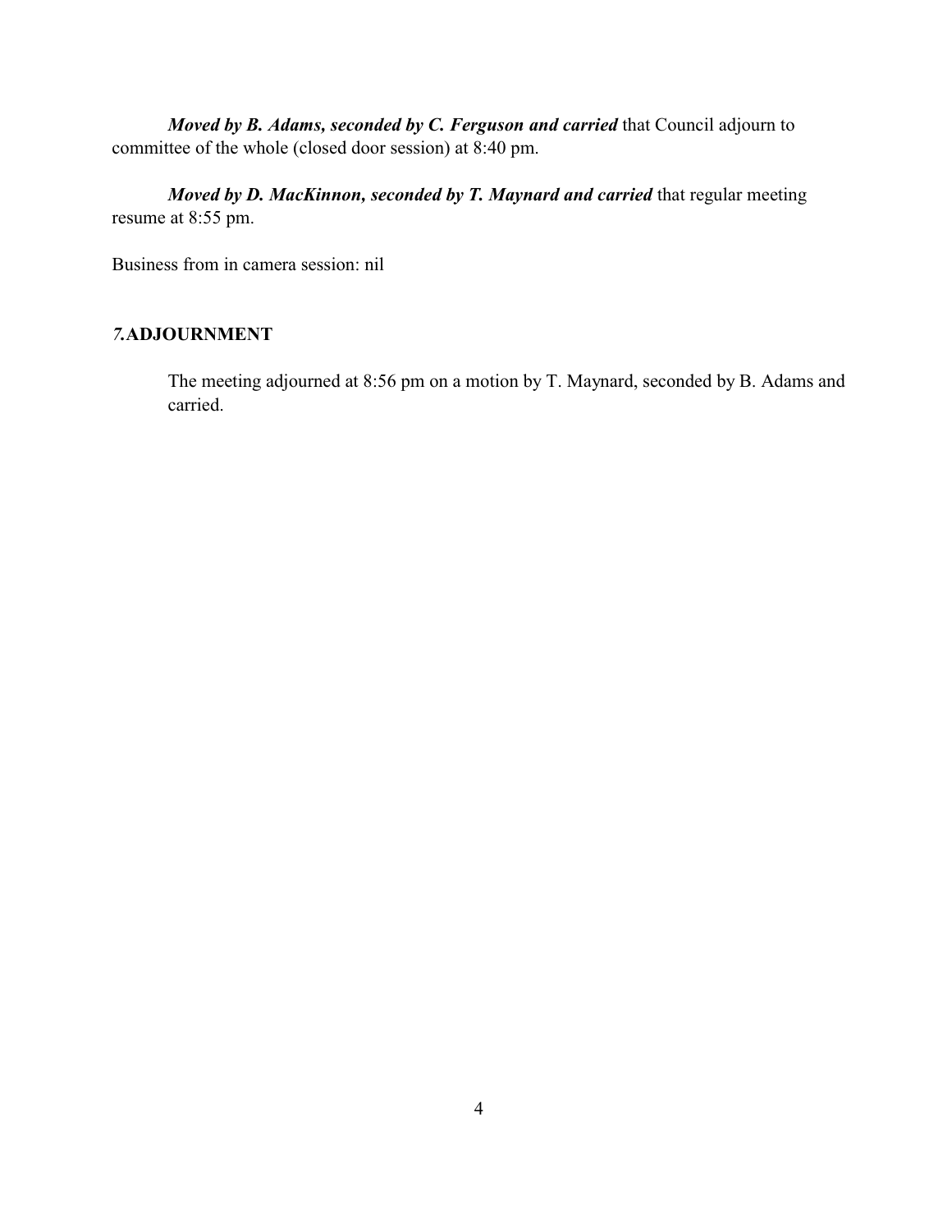***Moved by B. Adams, seconded by C. Ferguson and carried*** that Council adjourn to committee of the whole (closed door session) at 8:40 pm.

***Moved by D. MacKinnon, seconded by T. Maynard and carried*** that regular meeting resume at 8:55 pm.

Business from in camera session: nil

## *7.*ADJOURNMENT

The meeting adjourned at 8:56 pm on a motion by T. Maynard, seconded by B. Adams and carried.